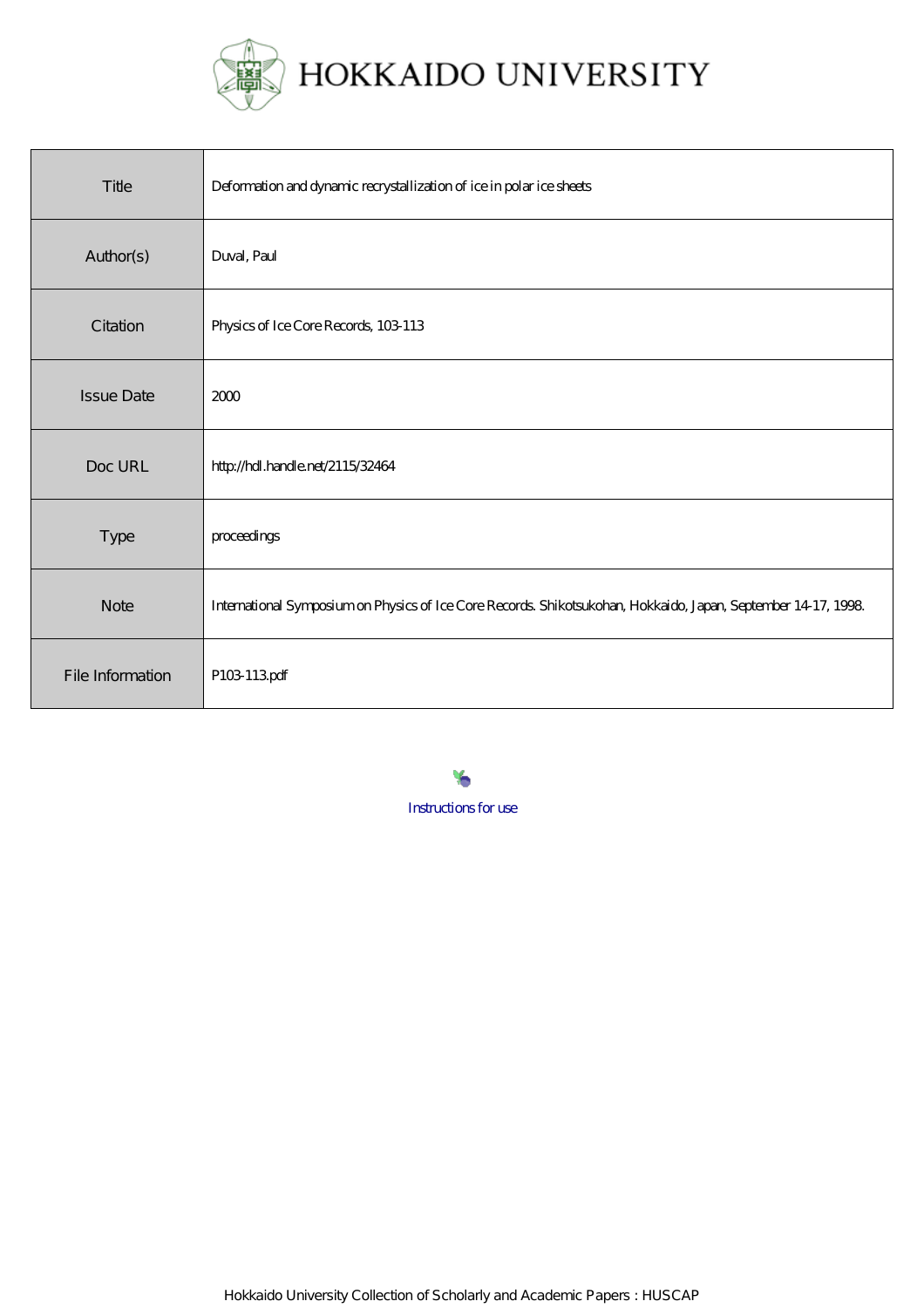# HOKKAIDO UNIVERSITY

| Title | Deformation and dynamic recrystallization of ice in polar ice sheets |
| --- | --- |
| Author(s) | Duval, Paul |
| Citation | Physics of Ice Core Records, 103-113 |
| Issue Date | 2000 |
| Doc URL | http://hdl.handle.net/2115/32464 |
| Type | proceedings |
| Note | International Symposium on Physics of Ice Core Records. Shikotsukohan, Hokkaido, Japan, September 14-17, 1998. |
| File Information | P103-113.pdf |

Instructions for use

Hokkaido University Collection of Scholarly and Academic Papers : HUSCAP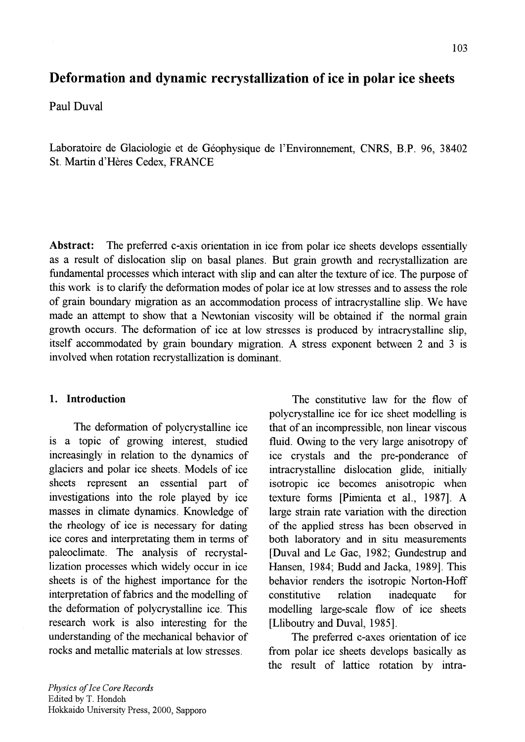# Deformation and dynamic recrystallization of ice in polar ice sheets

Paul Duval

Laboratoire de Glaciologie et de Géophysique de l'Environnement, CNRS, B.P. 96, 38402 St. Martin d'Hères Cedex, FRANCE

**Abstract:** The preferred c-axis orientation in ice from polar ice sheets develops essentially as a result of dislocation slip on basal planes. But grain growth and recrystallization are fundamental processes which interact with slip and can alter the texture of ice. The purpose of this work is to clarify the deformation modes of polar ice at low stresses and to assess the role of grain boundary migration as an accommodation process of intracrystalline slip. We have made an attempt to show that a Newtonian viscosity will be obtained if the normal grain growth occurs. The deformation of ice at low stresses is produced by intracrystalline slip, itself accommodated by grain boundary migration. A stress exponent between 2 and 3 is involved when rotation recrystallization is dominant.

## 1. Introduction

The deformation of polycrystalline ice is a topic of growing interest, studied increasingly in relation to the dynamics of glaciers and polar ice sheets. Models of ice sheets represent an essential part of investigations into the role played by ice masses in climate dynamics. Knowledge of the rheology of ice is necessary for dating ice cores and interpretating them in terms of paleoclimate. The analysis of recrystallization processes which widely occur in ice sheets is of the highest importance for the interpretation of fabrics and the modelling of the deformation of polycrystalline ice. This research work is also interesting for the understanding of the mechanical behavior of rocks and metallic materials at low stresses.

The constitutive law for the flow of polycrystalline ice for ice sheet modelling is that of an incompressible, non linear viscous fluid. Owing to the very large anisotropy of ice crystals and the pre-ponderance of intracrystalline dislocation glide, initially isotropic ice becomes anisotropic when texture forms [Pimienta et al., 1987]. A large strain rate variation with the direction of the applied stress has been observed in both laboratory and in situ measurements [Duval and Le Gac, 1982; Gundestrup and Hansen, 1984; Budd and Jacka, 1989]. This behavior renders the isotropic Norton-Hoff constitutive relation inadequate for modelling large-scale flow of ice sheets [Lliboutry and Duval, 1985].

The preferred c-axes orientation of ice from polar ice sheets develops basically as the result of lattice rotation by intra-

*Physics of Ice Core Records*
Edited by T. Hondoh
Hokkaido University Press, 2000, Sapporo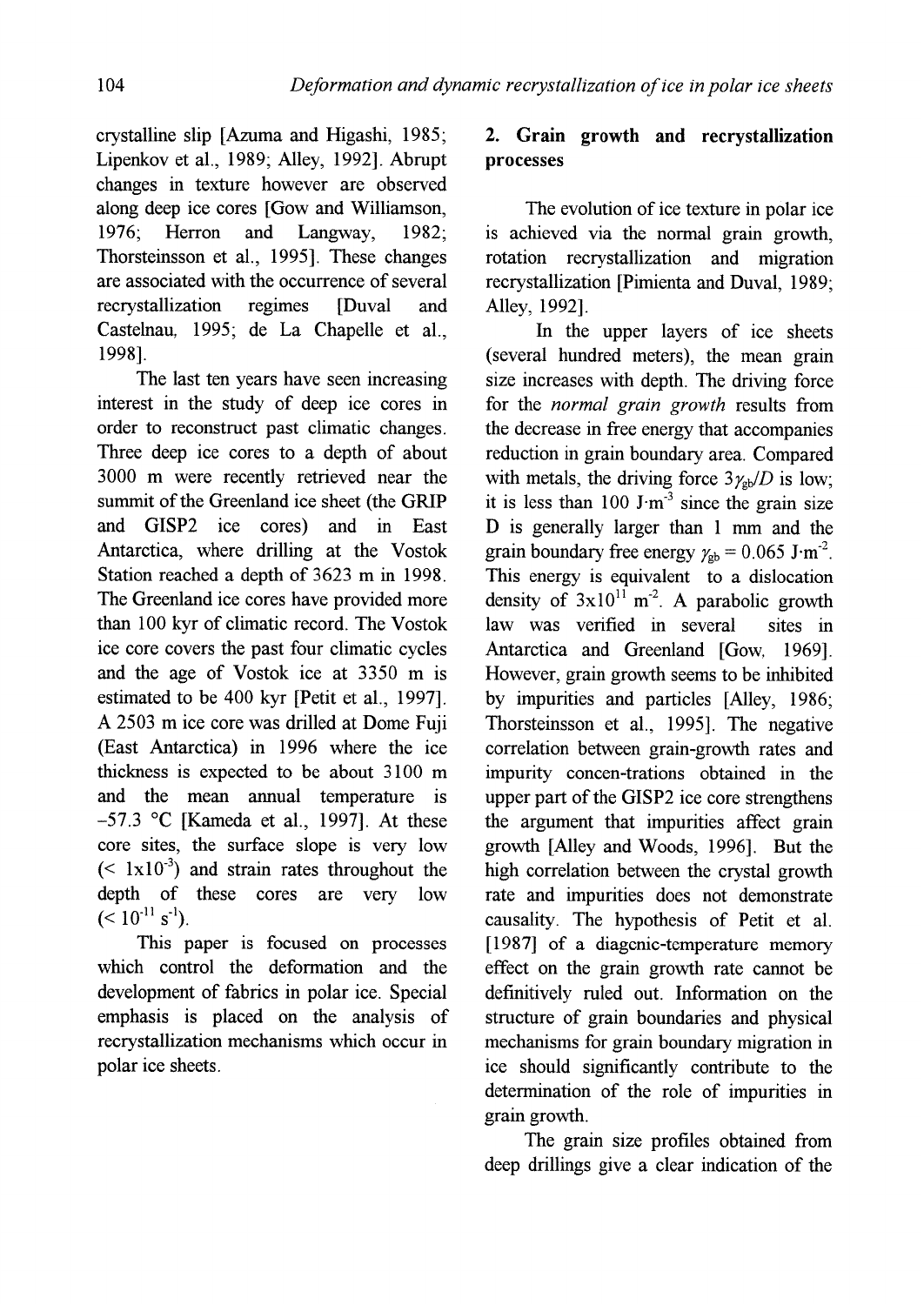crystalline slip [Azuma and Higashi, 1985; Lipenkov et al., 1989; Alley, 1992]. Abrupt changes in texture however are observed along deep ice cores [Gow and Williamson, 1976; Herron and Langway, 1982; Thorsteinsson et al., 1995]. These changes are associated with the occurrence of several recrystallization regimes [Duval and Castelnau, 1995; de La Chapelle et al., 1998].

The last ten years have seen increasing interest in the study of deep ice cores in order to reconstruct past climatic changes. Three deep ice cores to a depth of about 3000 m were recently retrieved near the summit of the Greenland ice sheet (the GRIP and GISP2 ice cores) and in East Antarctica, where drilling at the Vostok Station reached a depth of 3623 m in 1998. The Greenland ice cores have provided more than 100 kyr of climatic record. The Vostok ice core covers the past four climatic cycles and the age of Vostok ice at 3350 m is estimated to be 400 kyr [Petit et al., 1997]. A 2503 m ice core was drilled at Dome Fuji (East Antarctica) in 1996 where the ice thickness is expected to be about 3100 m and the mean annual temperature is –57.3 °C [Kameda et al., 1997]. At these core sites, the surface slope is very low ($< 1 \times 10^{-3}$) and strain rates throughout the depth of these cores are very low ($< 10^{-11}$ s$^{-1}$).

This paper is focused on processes which control the deformation and the development of fabrics in polar ice. Special emphasis is placed on the analysis of recrystallization mechanisms which occur in polar ice sheets.

## 2. Grain growth and recrystallization processes

The evolution of ice texture in polar ice is achieved via the normal grain growth, rotation recrystallization and migration recrystallization [Pimienta and Duval, 1989; Alley, 1992].

In the upper layers of ice sheets (several hundred meters), the mean grain size increases with depth. The driving force for the *normal grain growth* results from the decrease in free energy that accompanies reduction in grain boundary area. Compared with metals, the driving force $3\gamma_{gb}/D$ is low; it is less than 100 J·m$^{-3}$ since the grain size D is generally larger than 1 mm and the grain boundary free energy $\gamma_{gb} = 0.065$ J·m$^{-2}$. This energy is equivalent to a dislocation density of $3 \times 10^{11}$ m$^{-2}$. A parabolic growth law was verified in several sites in Antarctica and Greenland [Gow, 1969]. However, grain growth seems to be inhibited by impurities and particles [Alley, 1986; Thorsteinsson et al., 1995]. The negative correlation between grain-growth rates and impurity concen-trations obtained in the upper part of the GISP2 ice core strengthens the argument that impurities affect grain growth [Alley and Woods, 1996]. But the high correlation between the crystal growth rate and impurities does not demonstrate causality. The hypothesis of Petit et al. [1987] of a diagenic-temperature memory effect on the grain growth rate cannot be definitively ruled out. Information on the structure of grain boundaries and physical mechanisms for grain boundary migration in ice should significantly contribute to the determination of the role of impurities in grain growth.

The grain size profiles obtained from deep drillings give a clear indication of the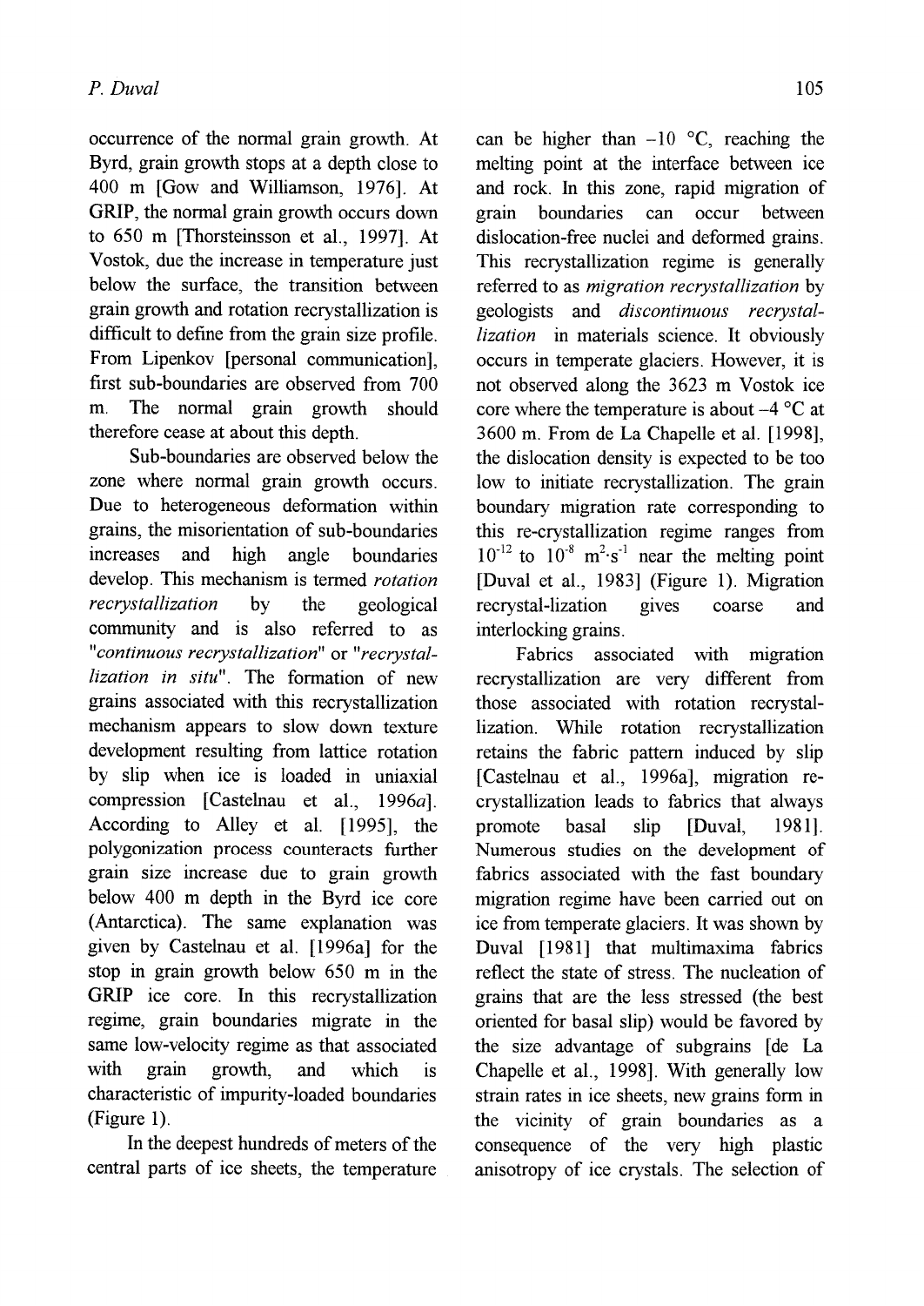occurrence of the normal grain growth. At Byrd, grain growth stops at a depth close to 400 m [Gow and Williamson, 1976]. At GRIP, the normal grain growth occurs down to 650 m [Thorsteinsson et al., 1997]. At Vostok, due the increase in temperature just below the surface, the transition between grain growth and rotation recrystallization is difficult to define from the grain size profile. From Lipenkov [personal communication], first sub-boundaries are observed from 700 m. The normal grain growth should therefore cease at about this depth.

Sub-boundaries are observed below the zone where normal grain growth occurs. Due to heterogeneous deformation within grains, the misorientation of sub-boundaries increases and high angle boundaries develop. This mechanism is termed *rotation recrystallization* by the geological community and is also referred to as "*continuous recrystallization*" or "*recrystallization in situ*". The formation of new grains associated with this recrystallization mechanism appears to slow down texture development resulting from lattice rotation by slip when ice is loaded in uniaxial compression [Castelnau et al., 1996*a*]. According to Alley et al. [1995], the polygonization process counteracts further grain size increase due to grain growth below 400 m depth in the Byrd ice core (Antarctica). The same explanation was given by Castelnau et al. [1996a] for the stop in grain growth below 650 m in the GRIP ice core. In this recrystallization regime, grain boundaries migrate in the same low-velocity regime as that associated with grain growth, and which is characteristic of impurity-loaded boundaries (Figure 1).

In the deepest hundreds of meters of the central parts of ice sheets, the temperature can be higher than $-10$ °C, reaching the melting point at the interface between ice and rock. In this zone, rapid migration of grain boundaries can occur between dislocation-free nuclei and deformed grains. This recrystallization regime is generally referred to as *migration recrystallization* by geologists and *discontinuous recrystallization* in materials science. It obviously occurs in temperate glaciers. However, it is not observed along the 3623 m Vostok ice core where the temperature is about $-4$ °C at 3600 m. From de La Chapelle et al. [1998], the dislocation density is expected to be too low to initiate recrystallization. The grain boundary migration rate corresponding to this re-crystallization regime ranges from $10^{-12}$ to $10^{-8}$ $m^2 \cdot s^{-1}$ near the melting point [Duval et al., 1983] (Figure 1). Migration recrystal-lization gives coarse and interlocking grains.

Fabrics associated with migration recrystallization are very different from those associated with rotation recrystallization. While rotation recrystallization retains the fabric pattern induced by slip [Castelnau et al., 1996a], migration re-crystallization leads to fabrics that always promote basal slip [Duval, 1981]. Numerous studies on the development of fabrics associated with the fast boundary migration regime have been carried out on ice from temperate glaciers. It was shown by Duval [1981] that multimaxima fabrics reflect the state of stress. The nucleation of grains that are the less stressed (the best oriented for basal slip) would be favored by the size advantage of subgrains [de La Chapelle et al., 1998]. With generally low strain rates in ice sheets, new grains form in the vicinity of grain boundaries as a consequence of the very high plastic anisotropy of ice crystals. The selection of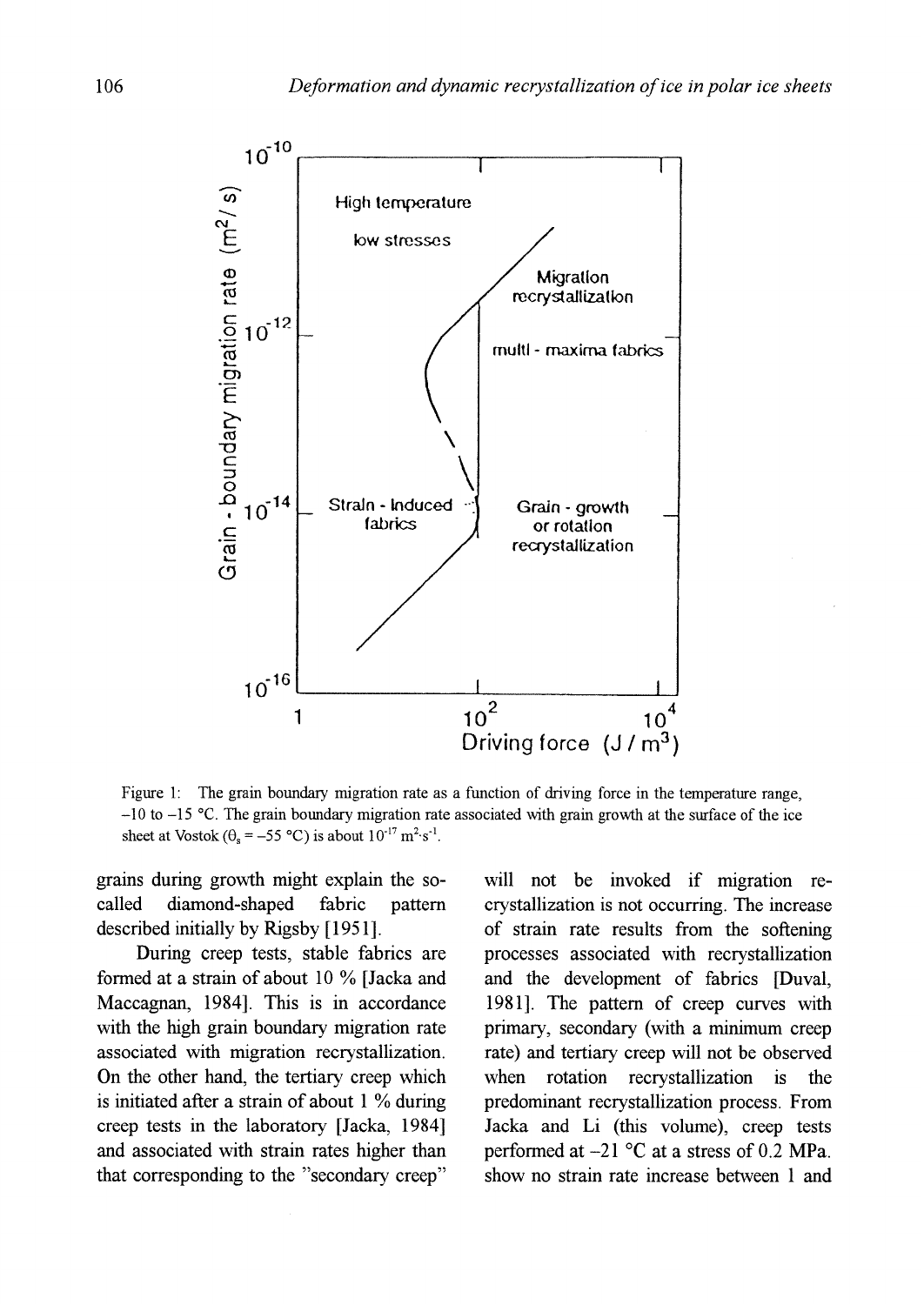Figure 1: The grain boundary migration rate as a function of driving force in the temperature range, −10 to −15 °C. The grain boundary migration rate associated with grain growth at the surface of the ice sheet at Vostok ($\theta_s$ = −55 °C) is about $10^{-17}$ $m^2 \cdot s^{-1}$.

grains during growth might explain the so-called diamond-shaped fabric pattern described initially by Rigsby [1951].

During creep tests, stable fabrics are formed at a strain of about 10 % [Jacka and Maccagnan, 1984]. This is in accordance with the high grain boundary migration rate associated with migration recrystallization. On the other hand, the tertiary creep which is initiated after a strain of about 1 % during creep tests in the laboratory [Jacka, 1984] and associated with strain rates higher than that corresponding to the "secondary creep" will not be invoked if migration recrystallization is not occurring. The increase of strain rate results from the softening processes associated with recrystallization and the development of fabrics [Duval, 1981]. The pattern of creep curves with primary, secondary (with a minimum creep rate) and tertiary creep will not be observed when rotation recrystallization is the predominant recrystallization process. From Jacka and Li (this volume), creep tests performed at −21 °C at a stress of 0.2 MPa. show no strain rate increase between 1 and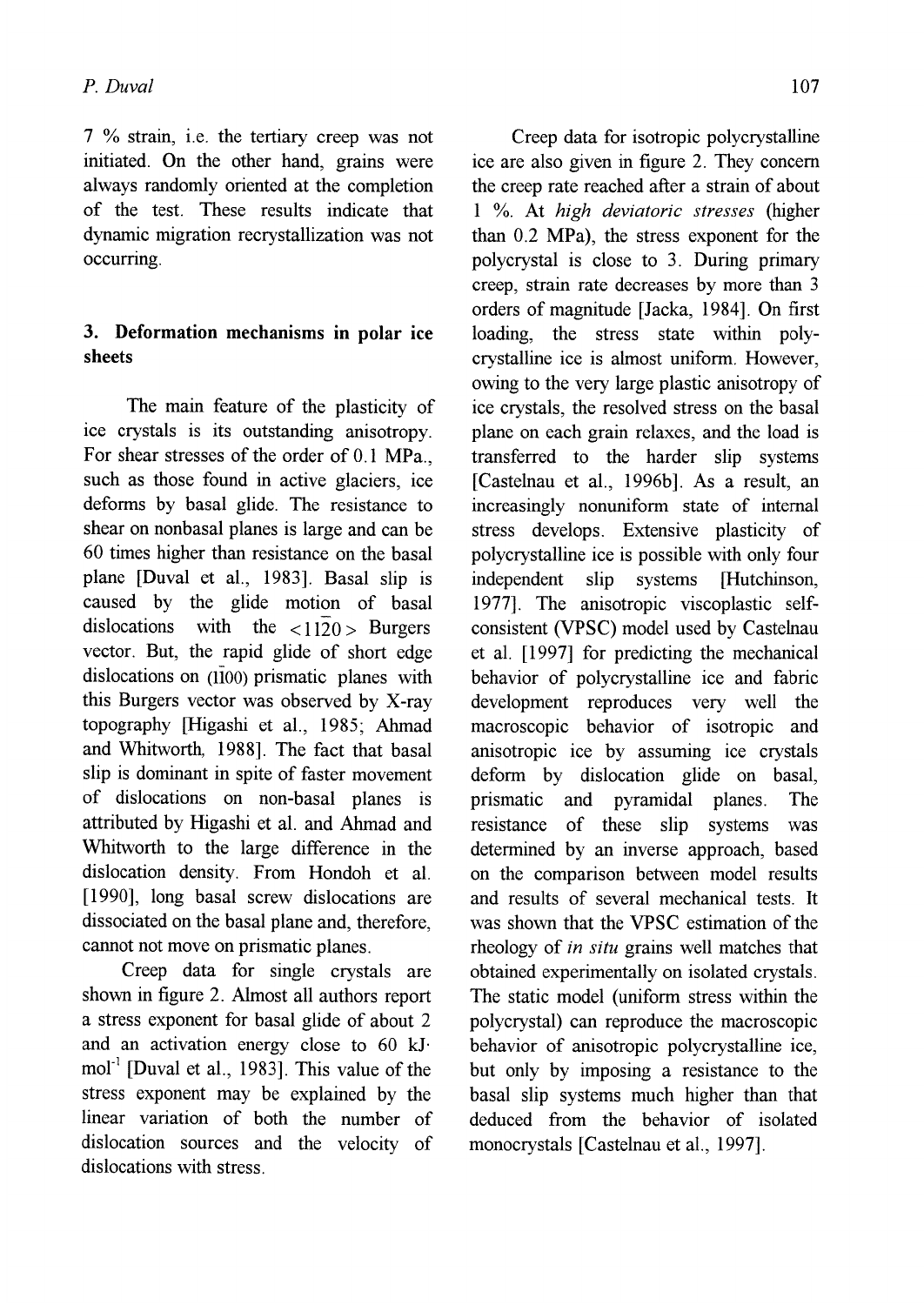7 % strain, i.e. the tertiary creep was not initiated. On the other hand, grains were always randomly oriented at the completion of the test. These results indicate that dynamic migration recrystallization was not occurring.

## 3. Deformation mechanisms in polar ice sheets

The main feature of the plasticity of ice crystals is its outstanding anisotropy. For shear stresses of the order of 0.1 MPa., such as those found in active glaciers, ice deforms by basal glide. The resistance to shear on nonbasal planes is large and can be 60 times higher than resistance on the basal plane [Duval et al., 1983]. Basal slip is caused by the glide motion of basal dislocations with the $<11\bar{2}0>$ Burgers vector. But, the rapid glide of short edge dislocations on $(1\bar{1}00)$ prismatic planes with this Burgers vector was observed by X-ray topography [Higashi et al., 1985; Ahmad and Whitworth, 1988]. The fact that basal slip is dominant in spite of faster movement of dislocations on non-basal planes is attributed by Higashi et al. and Ahmad and Whitworth to the large difference in the dislocation density. From Hondoh et al. [1990], long basal screw dislocations are dissociated on the basal plane and, therefore, cannot not move on prismatic planes.

Creep data for single crystals are shown in figure 2. Almost all authors report a stress exponent for basal glide of about 2 and an activation energy close to 60 $kJ \cdot mol^{-1}$ [Duval et al., 1983]. This value of the stress exponent may be explained by the linear variation of both the number of dislocation sources and the velocity of dislocations with stress.

Creep data for isotropic polycrystalline ice are also given in figure 2. They concern the creep rate reached after a strain of about 1 %. At *high deviatoric stresses* (higher than 0.2 MPa), the stress exponent for the polycrystal is close to 3. During primary creep, strain rate decreases by more than 3 orders of magnitude [Jacka, 1984]. On first loading, the stress state within polycrystalline ice is almost uniform. However, owing to the very large plastic anisotropy of ice crystals, the resolved stress on the basal plane on each grain relaxes, and the load is transferred to the harder slip systems [Castelnau et al., 1996b]. As a result, an increasingly nonuniform state of internal stress develops. Extensive plasticity of polycrystalline ice is possible with only four independent slip systems [Hutchinson, 1977]. The anisotropic viscoplastic self-consistent (VPSC) model used by Castelnau et al. [1997] for predicting the mechanical behavior of polycrystalline ice and fabric development reproduces very well the macroscopic behavior of isotropic and anisotropic ice by assuming ice crystals deform by dislocation glide on basal, prismatic and pyramidal planes. The resistance of these slip systems was determined by an inverse approach, based on the comparison between model results and results of several mechanical tests. It was shown that the VPSC estimation of the rheology of *in situ* grains well matches that obtained experimentally on isolated crystals. The static model (uniform stress within the polycrystal) can reproduce the macroscopic behavior of anisotropic polycrystalline ice, but only by imposing a resistance to the basal slip systems much higher than that deduced from the behavior of isolated monocrystals [Castelnau et al., 1997].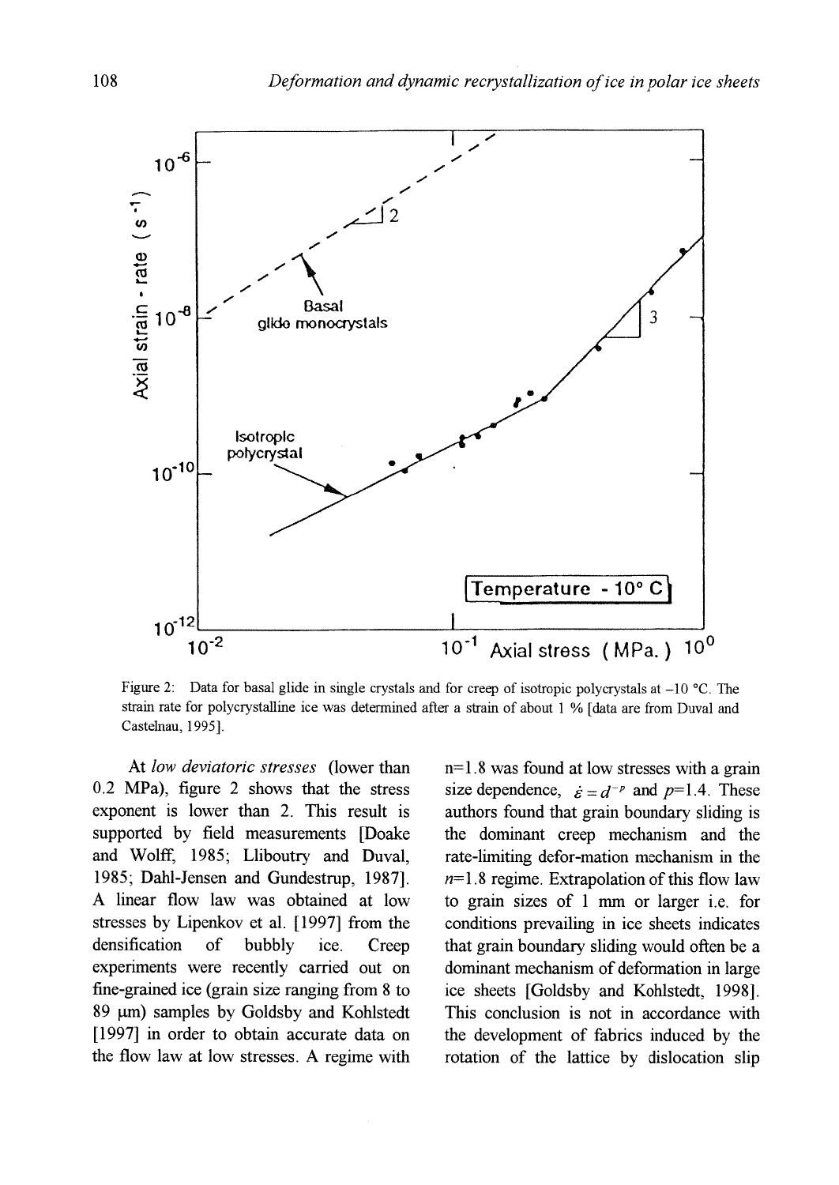Figure 2: Data for basal glide in single crystals and for creep of isotropic polycrystals at –10 °C. The strain rate for polycrystalline ice was determined after a strain of about 1 % [data are from Duval and Castelnau, 1995].

At *low deviatoric stresses* (lower than 0.2 MPa), figure 2 shows that the stress exponent is lower than 2. This result is supported by field measurements [Doake and Wolff, 1985; Lliboutry and Duval, 1985; Dahl-Jensen and Gundestrup, 1987]. A linear flow law was obtained at low stresses by Lipenkov et al. [1997] from the densification of bubbly ice. Creep experiments were recently carried out on fine-grained ice (grain size ranging from 8 to 89 µm) samples by Goldsby and Kohlstedt [1997] in order to obtain accurate data on the flow law at low stresses. A regime with n=1.8 was found at low stresses with a grain size dependence, $\dot{\varepsilon} = d^{-p}$ and $p$=1.4. These authors found that grain boundary sliding is the dominant creep mechanism and the rate-limiting defor-mation mechanism in the $n$=1.8 regime. Extrapolation of this flow law to grain sizes of 1 mm or larger i.e. for conditions prevailing in ice sheets indicates that grain boundary sliding would often be a dominant mechanism of deformation in large ice sheets [Goldsby and Kohlstedt, 1998]. This conclusion is not in accordance with the development of fabrics induced by the rotation of the lattice by dislocation slip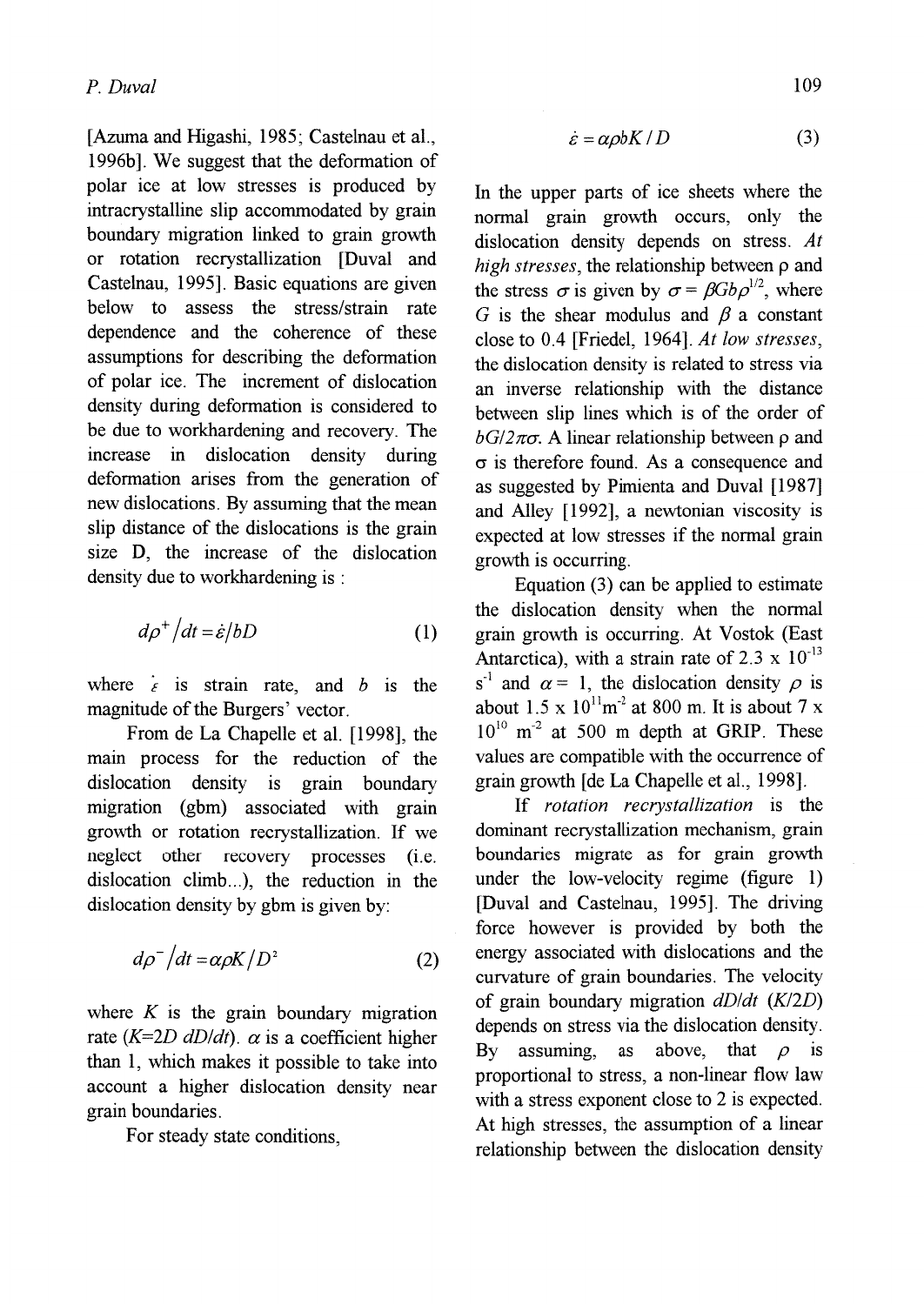[Azuma and Higashi, 1985; Castelnau et al., 1996b]. We suggest that the deformation of polar ice at low stresses is produced by intracrystalline slip accommodated by grain boundary migration linked to grain growth or rotation recrystallization [Duval and Castelnau, 1995]. Basic equations are given below to assess the stress/strain rate dependence and the coherence of these assumptions for describing the deformation of polar ice. The increment of dislocation density during deformation is considered to be due to workhardening and recovery. The increase in dislocation density during deformation arises from the generation of new dislocations. By assuming that the mean slip distance of the dislocations is the grain size D, the increase of the dislocation density due to workhardening is :

$$d\rho^{+}/dt = \dot{\varepsilon}/bD \tag{1}$$

where $\dot{\varepsilon}$ is strain rate, and $b$ is the magnitude of the Burgers' vector.

From de La Chapelle et al. [1998], the main process for the reduction of the dislocation density is grain boundary migration (gbm) associated with grain growth or rotation recrystallization. If we neglect other recovery processes (i.e. dislocation climb...), the reduction in the dislocation density by gbm is given by:

$$d\rho^{-}/dt = \alpha\rho K/D^{2} \tag{2}$$

where $K$ is the grain boundary migration rate ($K$=2$D$ $dD/dt$). $\alpha$ is a coefficient higher than 1, which makes it possible to take into account a higher dislocation density near grain boundaries.

For steady state conditions,

$$\dot{\varepsilon} = \alpha\rho bK/D \tag{3}$$

In the upper parts of ice sheets where the normal grain growth occurs, only the dislocation density depends on stress. *At high stresses*, the relationship between ρ and the stress $\sigma$ is given by $\sigma = \beta Gb\rho^{1/2}$, where $G$ is the shear modulus and $\beta$ a constant close to 0.4 [Friedel, 1964]. *At low stresses*, the dislocation density is related to stress via an inverse relationship with the distance between slip lines which is of the order of $bG/2\pi\sigma$. A linear relationship between ρ and σ is therefore found. As a consequence and as suggested by Pimienta and Duval [1987] and Alley [1992], a newtonian viscosity is expected at low stresses if the normal grain growth is occurring.

Equation (3) can be applied to estimate the dislocation density when the normal grain growth is occurring. At Vostok (East Antarctica), with a strain rate of 2.3 x $10^{-13}$ $s^{-1}$ and $\alpha$ = 1, the dislocation density $\rho$ is about 1.5 x $10^{11}m^{-2}$ at 800 m. It is about 7 x $10^{10}$ $m^{-2}$ at 500 m depth at GRIP. These values are compatible with the occurrence of grain growth [de La Chapelle et al., 1998].

If *rotation recrystallization* is the dominant recrystallization mechanism, grain boundaries migrate as for grain growth under the low-velocity regime (figure 1) [Duval and Castelnau, 1995]. The driving force however is provided by both the energy associated with dislocations and the curvature of grain boundaries. The velocity of grain boundary migration $dD/dt$ ($K/2D$) depends on stress via the dislocation density. By assuming, as above, that $\rho$ is proportional to stress, a non-linear flow law with a stress exponent close to 2 is expected. At high stresses, the assumption of a linear relationship between the dislocation density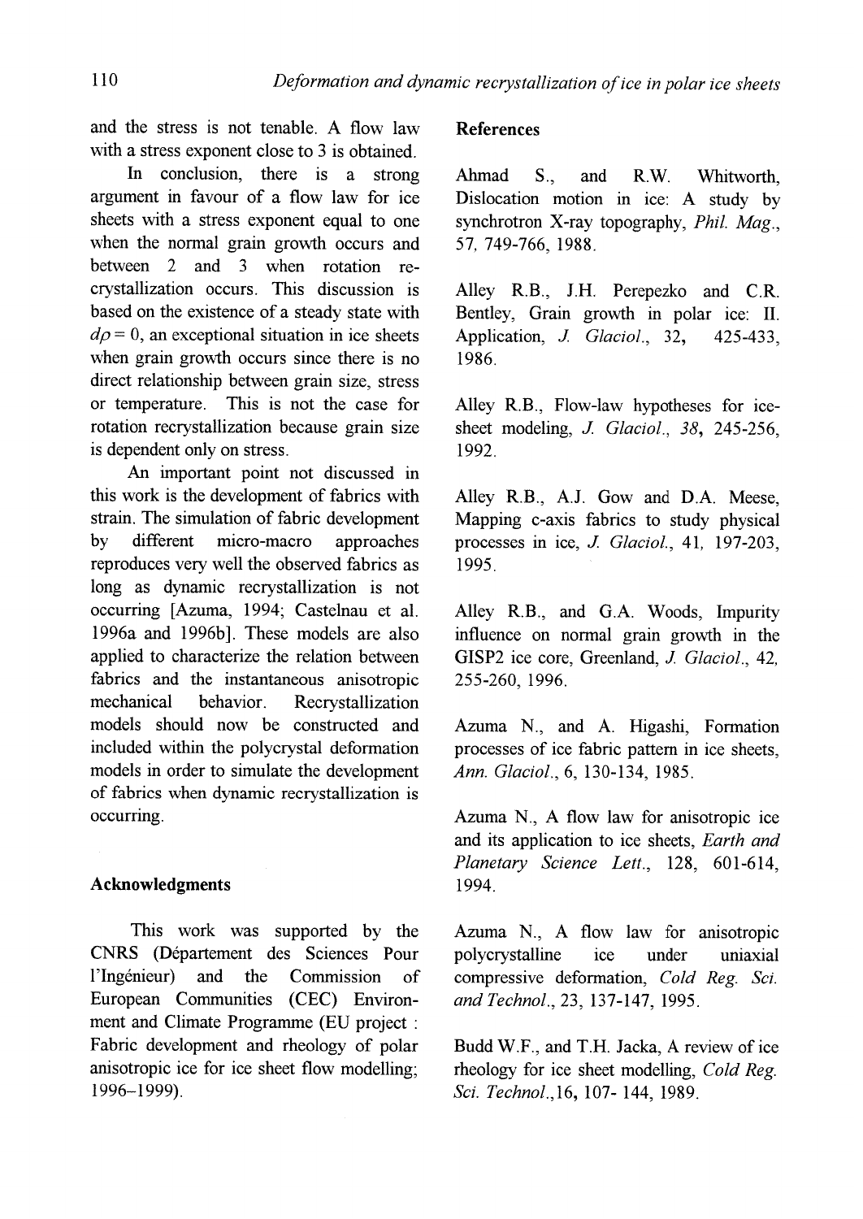and the stress is not tenable. A flow law with a stress exponent close to 3 is obtained.

In conclusion, there is a strong argument in favour of a flow law for ice sheets with a stress exponent equal to one when the normal grain growth occurs and between 2 and 3 when rotation re-crystallization occurs. This discussion is based on the existence of a steady state with $d\rho = 0$, an exceptional situation in ice sheets when grain growth occurs since there is no direct relationship between grain size, stress or temperature. This is not the case for rotation recrystallization because grain size is dependent only on stress.

An important point not discussed in this work is the development of fabrics with strain. The simulation of fabric development by different micro-macro approaches reproduces very well the observed fabrics as long as dynamic recrystallization is not occurring [Azuma, 1994; Castelnau et al. 1996a and 1996b]. These models are also applied to characterize the relation between fabrics and the instantaneous anisotropic mechanical behavior. Recrystallization models should now be constructed and included within the polycrystal deformation models in order to simulate the development of fabrics when dynamic recrystallization is occurring.

## Acknowledgments

This work was supported by the CNRS (Département des Sciences Pour l'Ingénieur) and the Commission of European Communities (CEC) Environment and Climate Programme (EU project : Fabric development and rheology of polar anisotropic ice for ice sheet flow modelling; 1996–1999).

## References

Ahmad S., and R.W. Whitworth, Dislocation motion in ice: A study by synchrotron X-ray topography, *Phil. Mag.*, 57, 749-766, 1988.

Alley R.B., J.H. Perepezko and C.R. Bentley, Grain growth in polar ice: II. Application, *J. Glaciol.*, 32, 425-433, 1986.

Alley R.B., Flow-law hypotheses for ice-sheet modeling, *J. Glaciol.*, *38*, 245-256, 1992.

Alley R.B., A.J. Gow and D.A. Meese, Mapping c-axis fabrics to study physical processes in ice, *J. Glaciol.*, 41, 197-203, 1995.

Alley R.B., and G.A. Woods, Impurity influence on normal grain growth in the GISP2 ice core, Greenland, *J. Glaciol.*, 42, 255-260, 1996.

Azuma N., and A. Higashi, Formation processes of ice fabric pattern in ice sheets, *Ann. Glaciol.*, 6, 130-134, 1985.

Azuma N., A flow law for anisotropic ice and its application to ice sheets, *Earth and Planetary Science Lett.*, 128, 601-614, 1994.

Azuma N., A flow law for anisotropic polycrystalline ice under uniaxial compressive deformation, *Cold Reg. Sci. and Technol.*, 23, 137-147, 1995.

Budd W.F., and T.H. Jacka, A review of ice rheology for ice sheet modelling, *Cold Reg. Sci. Technol.*, 16, 107- 144, 1989.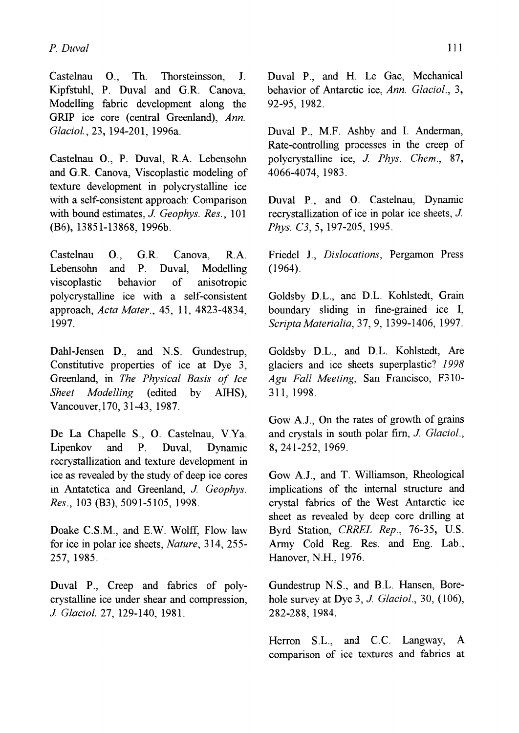Castelnau O., Th. Thorsteinsson, J. Kipfstuhl, P. Duval and G.R. Canova, Modelling fabric development along the GRIP ice core (central Greenland), *Ann. Glaciol.*, 23, 194-201, 1996a.

Castelnau O., P. Duval, R.A. Lebensohn and G.R. Canova, Viscoplastic modeling of texture development in polycrystalline ice with a self-consistent approach: Comparison with bound estimates, *J. Geophys. Res.*, 101 (B6), 13851-13868, 1996b.

Castelnau O., G.R. Canova, R.A. Lebensohn and P. Duval, Modelling viscoplastic behavior of anisotropic polycrystalline ice with a self-consistent approach, *Acta Mater.*, 45, 11, 4823-4834, 1997.

Dahl-Jensen D., and N.S. Gundestrup, Constitutive properties of ice at Dye 3, Greenland, in *The Physical Basis of Ice Sheet Modelling* (edited by AIHS), Vancouver,170, 31-43, 1987.

De La Chapelle S., O. Castelnau, V.Ya. Lipenkov and P. Duval, Dynamic recrystallization and texture development in ice as revealed by the study of deep ice cores in Antatctica and Greenland, *J. Geophys. Res.*, 103 (B3), 5091-5105, 1998.

Doake C.S.M., and E.W. Wolff, Flow law for ice in polar ice sheets, *Nature*, 314, 255-257, 1985.

Duval P., Creep and fabrics of polycrystalline ice under shear and compression, *J. Glaciol.* 27, 129-140, 1981.

Duval P., and H. Le Gac, Mechanical behavior of Antarctic ice, *Ann. Glaciol.*, 3, 92-95, 1982.

Duval P., M.F. Ashby and I. Anderman, Rate-controlling processes in the creep of polycrystalline ice, *J. Phys. Chem.*, 87, 4066-4074, 1983.

Duval P., and O. Castelnau, Dynamic recrystallization of ice in polar ice sheets, *J. Phys. C3*, 5, 197-205, 1995.

Friedel J., *Dislocations*, Pergamon Press (1964).

Goldsby D.L., and D.L. Kohlstedt, Grain boundary sliding in fine-grained ice I, *Scripta Materialia*, 37, 9, 1399-1406, 1997.

Goldsby D.L., and D.L. Kohlstedt, Are glaciers and ice sheets superplastic? *1998 Agu Fall Meeting*, San Francisco, F310-311, 1998.

Gow A.J., On the rates of growth of grains and crystals in south polar firn, *J. Glaciol.*, 8, 241-252, 1969.

Gow A.J., and T. Williamson, Rheological implications of the internal structure and crystal fabrics of the West Antarctic ice sheet as revealed by deep core drilling at Byrd Station, *CRREL Rep.*, 76-35, U.S. Army Cold Reg. Res. and Eng. Lab., Hanover, N.H., 1976.

Gundestrup N.S., and B.L. Hansen, Borehole survey at Dye 3, *J. Glaciol.*, 30, (106), 282-288, 1984.

Herron S.L., and C.C. Langway, A comparison of ice textures and fabrics at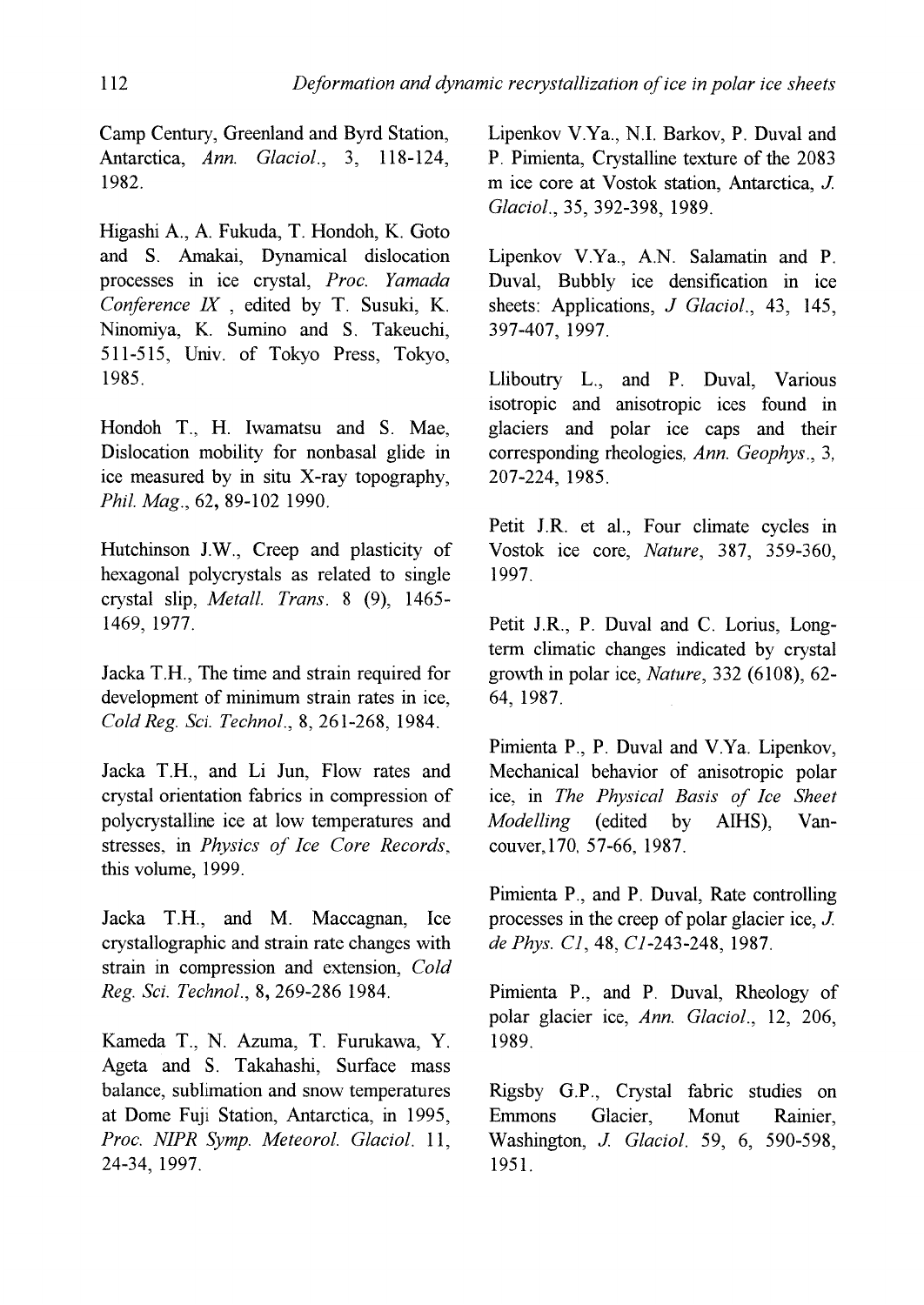Camp Century, Greenland and Byrd Station, Antarctica, *Ann. Glaciol.*, 3, 118-124, 1982.

Higashi A., A. Fukuda, T. Hondoh, K. Goto and S. Amakai, Dynamical dislocation processes in ice crystal, *Proc. Yamada Conference IX* , edited by T. Susuki, K. Ninomiya, K. Sumino and S. Takeuchi, 511-515, Univ. of Tokyo Press, Tokyo, 1985.

Hondoh T., H. Iwamatsu and S. Mae, Dislocation mobility for nonbasal glide in ice measured by in situ X-ray topography, *Phil. Mag.*, 62, 89-102 1990.

Hutchinson J.W., Creep and plasticity of hexagonal polycrystals as related to single crystal slip, *Metall. Trans.* 8 (9), 1465-1469, 1977.

Jacka T.H., The time and strain required for development of minimum strain rates in ice, *Cold Reg. Sci. Technol.*, 8, 261-268, 1984.

Jacka T.H., and Li Jun, Flow rates and crystal orientation fabrics in compression of polycrystalline ice at low temperatures and stresses, in *Physics of Ice Core Records*, this volume, 1999.

Jacka T.H., and M. Maccagnan, Ice crystallographic and strain rate changes with strain in compression and extension, *Cold Reg. Sci. Technol.*, 8, 269-286 1984.

Kameda T., N. Azuma, T. Furukawa, Y. Ageta and S. Takahashi, Surface mass balance, sublimation and snow temperatures at Dome Fuji Station, Antarctica, in 1995, *Proc. NIPR Symp. Meteorol. Glaciol.* 11, 24-34, 1997.

Lipenkov V.Ya., N.I. Barkov, P. Duval and P. Pimienta, Crystalline texture of the 2083 m ice core at Vostok station, Antarctica, *J. Glaciol.*, 35, 392-398, 1989.

Lipenkov V.Ya., A.N. Salamatin and P. Duval, Bubbly ice densification in ice sheets: Applications, *J Glaciol.*, 43, 145, 397-407, 1997.

Lliboutry L., and P. Duval, Various isotropic and anisotropic ices found in glaciers and polar ice caps and their corresponding rheologies, *Ann. Geophys.*, 3, 207-224, 1985.

Petit J.R. et al., Four climate cycles in Vostok ice core, *Nature*, 387, 359-360, 1997.

Petit J.R., P. Duval and C. Lorius, Long-term climatic changes indicated by crystal growth in polar ice, *Nature*, 332 (6108), 62-64, 1987.

Pimienta P., P. Duval and V.Ya. Lipenkov, Mechanical behavior of anisotropic polar ice, in *The Physical Basis of Ice Sheet Modelling* (edited by AIHS), Vancouver,170, 57-66, 1987.

Pimienta P., and P. Duval, Rate controlling processes in the creep of polar glacier ice, *J. de Phys. C1*, 48, *C1*-243-248, 1987.

Pimienta P., and P. Duval, Rheology of polar glacier ice, *Ann. Glaciol.*, 12, 206, 1989.

Rigsby G.P., Crystal fabric studies on Emmons Glacier, Monut Rainier, Washington, *J. Glaciol.* 59, 6, 590-598, 1951.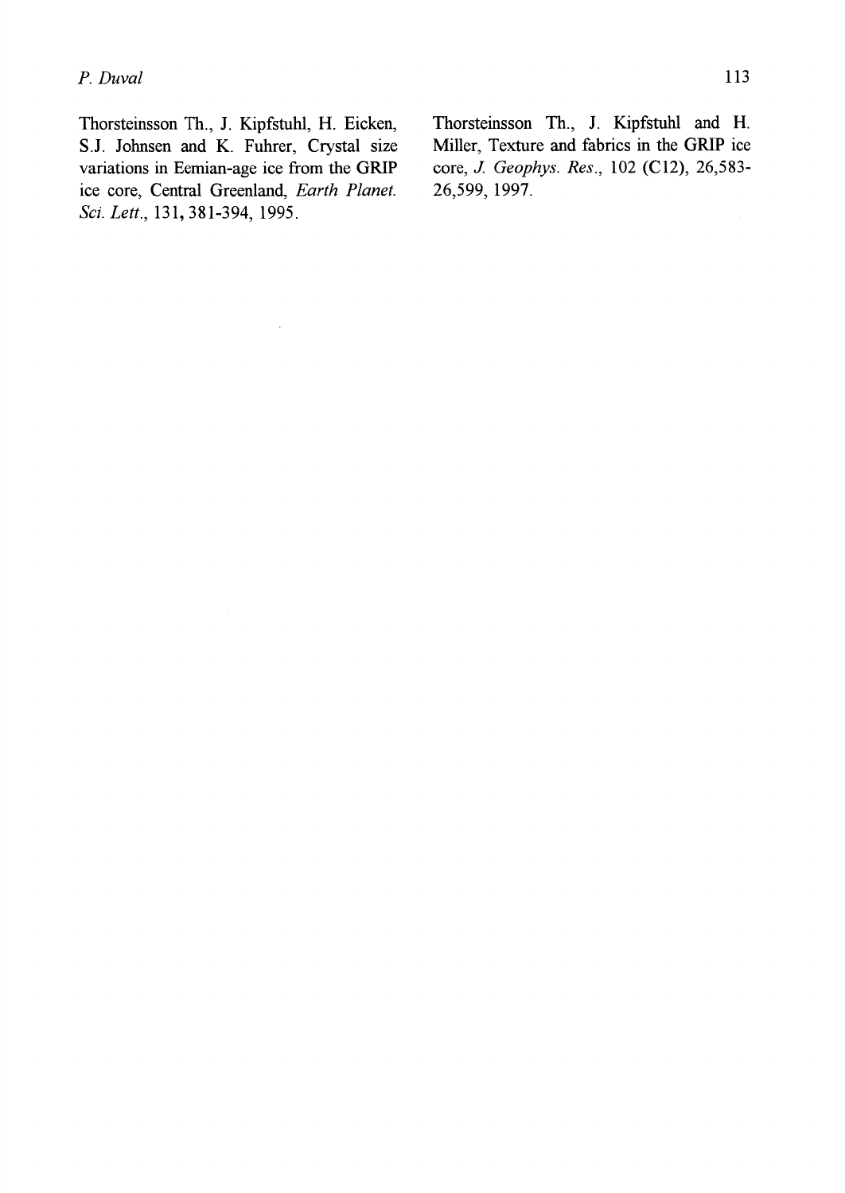Thorsteinsson Th., J. Kipfstuhl, H. Eicken, S.J. Johnsen and K. Fuhrer, Crystal size variations in Eemian-age ice from the GRIP ice core, Central Greenland, *Earth Planet. Sci. Lett.*, 131, 381-394, 1995.

Thorsteinsson Th., J. Kipfstuhl and H. Miller, Texture and fabrics in the GRIP ice core, *J. Geophys. Res.*, 102 (C12), 26,583-26,599, 1997.